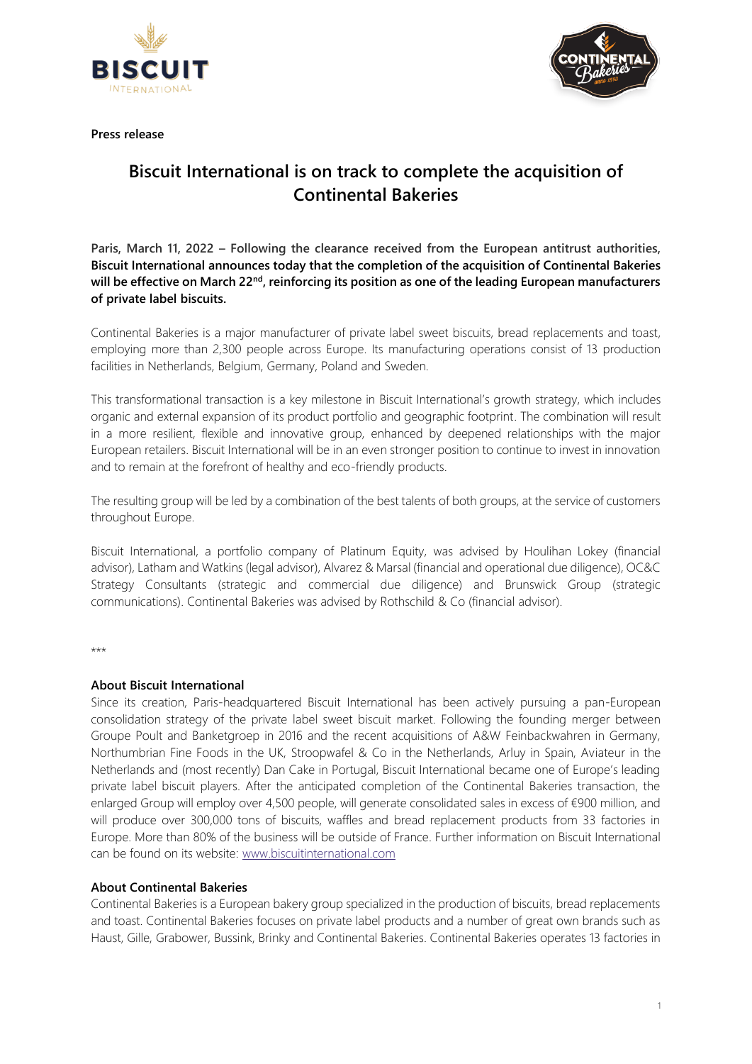**Press release**

# Biscuit International is on track to complete the acquisition of Continental Bakeries

**Paris, March 11, 2022 – Following the clearance received from the European antitrust authorities, Biscuit International announces today that the completion of the acquisition of Continental Bakeries will be effective on March 22nd, reinforcing its position as one of the leading European manufacturers of private label biscuits.**

Continental Bakeries is a major manufacturer of private label sweet biscuits, bread replacements and toast, employing more than 2,300 people across Europe. Its manufacturing operations consist of 13 production facilities in Netherlands, Belgium, Germany, Poland and Sweden.

This transformational transaction is a key milestone in Biscuit International's growth strategy, which includes organic and external expansion of its product portfolio and geographic footprint. The combination will result in a more resilient, flexible and innovative group, enhanced by deepened relationships with the major European retailers. Biscuit International will be in an even stronger position to continue to invest in innovation and to remain at the forefront of healthy and eco-friendly products.

The resulting group will be led by a combination of the best talents of both groups, at the service of customers throughout Europe.

Biscuit International, a portfolio company of Platinum Equity, was advised by Houlihan Lokey (financial advisor), Latham and Watkins (legal advisor), Alvarez & Marsal (financial and operational due diligence), OC&C Strategy Consultants (strategic and commercial due diligence) and Brunswick Group (strategic communications). Continental Bakeries was advised by Rothschild & Co (financial advisor).

***

**About Biscuit International**

Since its creation, Paris-headquartered Biscuit International has been actively pursuing a pan-European consolidation strategy of the private label sweet biscuit market. Following the founding merger between Groupe Poult and Banketgroep in 2016 and the recent acquisitions of A&W Feinbackwahren in Germany, Northumbrian Fine Foods in the UK, Stroopwafel & Co in the Netherlands, Arluy in Spain, Aviateur in the Netherlands and (most recently) Dan Cake in Portugal, Biscuit International became one of Europe's leading private label biscuit players. After the anticipated completion of the Continental Bakeries transaction, the enlarged Group will employ over 4,500 people, will generate consolidated sales in excess of €900 million, and will produce over 300,000 tons of biscuits, waffles and bread replacement products from 33 factories in Europe. More than 80% of the business will be outside of France. Further information on Biscuit International can be found on its website: www.biscuitinternational.com

**About Continental Bakeries**

Continental Bakeries is a European bakery group specialized in the production of biscuits, bread replacements and toast. Continental Bakeries focuses on private label products and a number of great own brands such as Haust, Gille, Grabower, Bussink, Brinky and Continental Bakeries. Continental Bakeries operates 13 factories in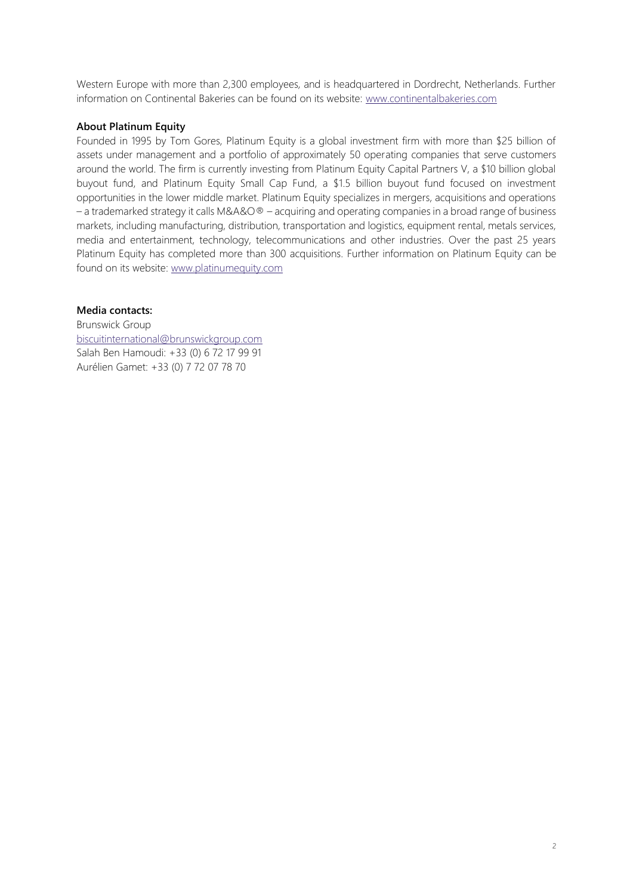Western Europe with more than 2,300 employees, and is headquartered in Dordrecht, Netherlands. Further information on Continental Bakeries can be found on its website: [www.continentalbakeries.com](http://www.continentalbakeries.com)

**About Platinum Equity**

Founded in 1995 by Tom Gores, Platinum Equity is a global investment firm with more than $25 billion of assets under management and a portfolio of approximately 50 operating companies that serve customers around the world. The firm is currently investing from Platinum Equity Capital Partners V, a $10 billion global buyout fund, and Platinum Equity Small Cap Fund, a $1.5 billion buyout fund focused on investment opportunities in the lower middle market. Platinum Equity specializes in mergers, acquisitions and operations – a trademarked strategy it calls M&A&O® – acquiring and operating companies in a broad range of business markets, including manufacturing, distribution, transportation and logistics, equipment rental, metals services, media and entertainment, technology, telecommunications and other industries. Over the past 25 years Platinum Equity has completed more than 300 acquisitions. Further information on Platinum Equity can be found on its website: [www.platinumequity.com](http://www.platinumequity.com)

**Media contacts:**

Brunswick Group
[biscuitinternational@brunswickgroup.com](mailto:biscuitinternational@brunswickgroup.com)
Salah Ben Hamoudi: +33 (0) 6 72 17 99 91
Aurélien Gamet: +33 (0) 7 72 07 78 70